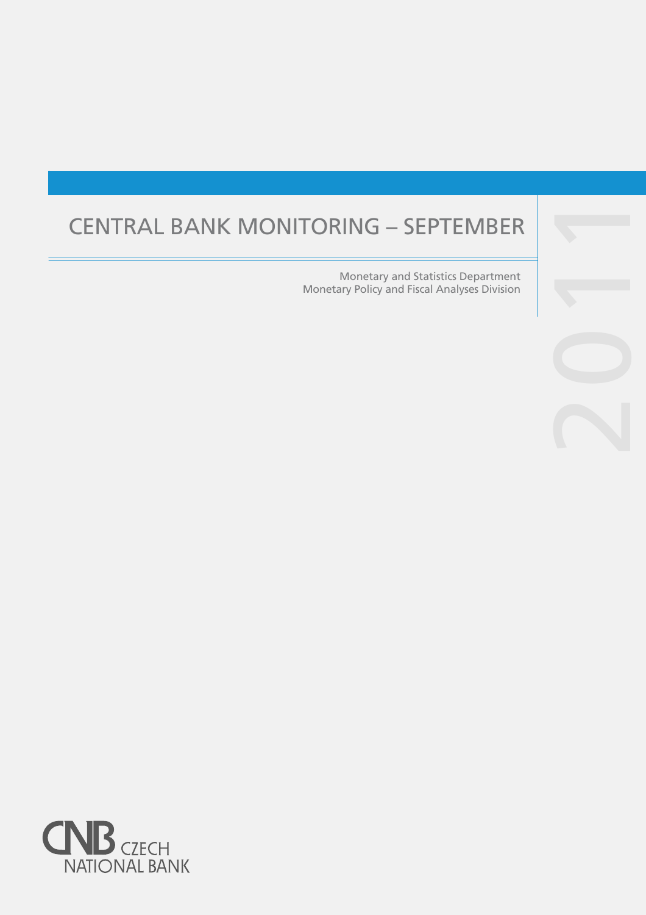# CENTRAL BANK MONITORING – SEPTEMBER

2011

Monetary and Statistics Department
Monetary Policy and Fiscal Analyses Division

CNB CZECH NATIONAL BANK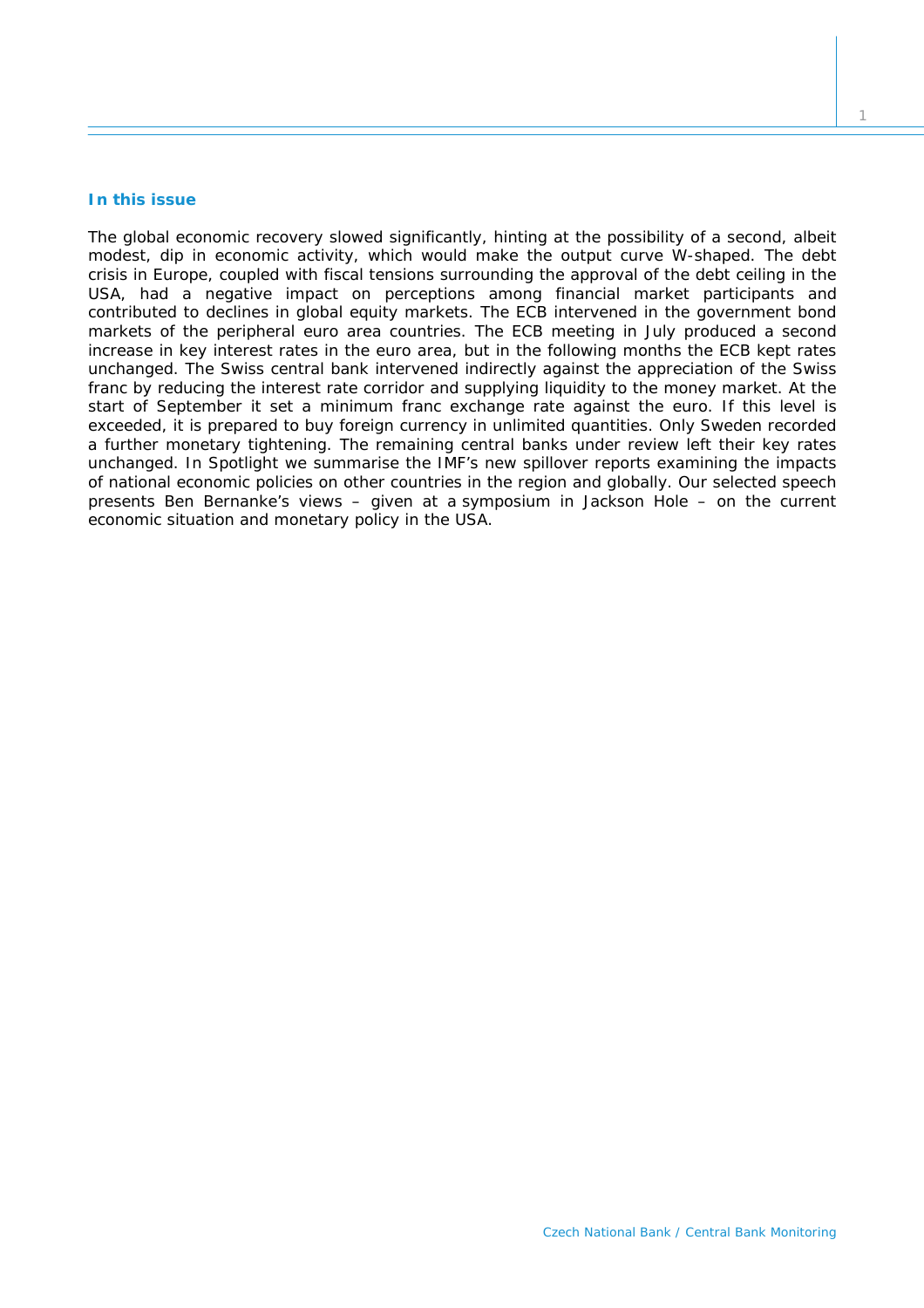## In this issue

The global economic recovery slowed significantly, hinting at the possibility of a second, albeit modest, dip in economic activity, which would make the output curve W-shaped. The debt crisis in Europe, coupled with fiscal tensions surrounding the approval of the debt ceiling in the USA, had a negative impact on perceptions among financial market participants and contributed to declines in global equity markets. The ECB intervened in the government bond markets of the peripheral euro area countries. The ECB meeting in July produced a second increase in key interest rates in the euro area, but in the following months the ECB kept rates unchanged. The Swiss central bank intervened indirectly against the appreciation of the Swiss franc by reducing the interest rate corridor and supplying liquidity to the money market. At the start of September it set a minimum franc exchange rate against the euro. If this level is exceeded, it is prepared to buy foreign currency in unlimited quantities. Only Sweden recorded a further monetary tightening. The remaining central banks under review left their key rates unchanged. In Spotlight we summarise the IMF's new spillover reports examining the impacts of national economic policies on other countries in the region and globally. Our selected speech presents Ben Bernanke's views – given at a symposium in Jackson Hole – on the current economic situation and monetary policy in the USA.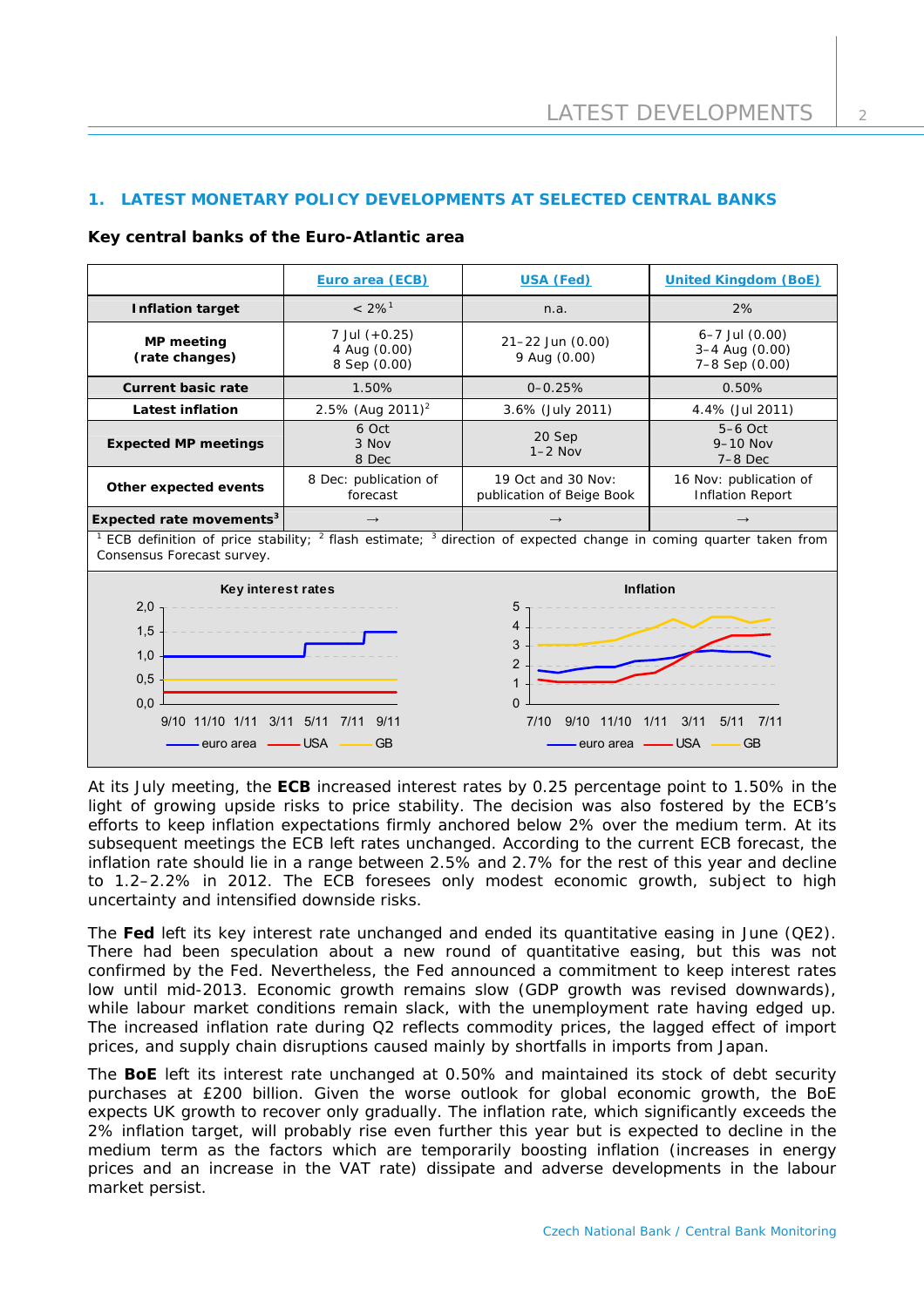## 1. LATEST MONETARY POLICY DEVELOPMENTS AT SELECTED CENTRAL BANKS

### Key central banks of the Euro-Atlantic area

| | Euro area (ECB) | USA (Fed) | United Kingdom (BoE) |
|---|---|---|---|
| **Inflation target** | < 2%[1] | n.a. | 2% |
| **MP meeting (rate changes)** | 7 Jul (+0.25) 4 Aug (0.00) 8 Sep (0.00) | 21–22 Jun (0.00) 9 Aug (0.00) | 6–7 Jul (0.00) 3–4 Aug (0.00) 7–8 Sep (0.00) |
| **Current basic rate** | 1.50% | 0–0.25% | 0.50% |
| **Latest inflation** | 2.5% (Aug 2011)[2] | 3.6% (July 2011) | 4.4% (Jul 2011) |
| **Expected MP meetings** | 6 Oct 3 Nov 8 Dec | 20 Sep 1–2 Nov | 5–6 Oct 9–10 Nov 7–8 Dec |
| **Other expected events** | 8 Dec: publication of forecast | 19 Oct and 30 Nov: publication of Beige Book | 16 Nov: publication of Inflation Report |
| **Expected rate movements[3]** | → | → | → |

[1] ECB definition of price stability; [2] flash estimate; [3] direction of expected change in coming quarter taken from Consensus Forecast survey.

Key interest rates
2,0
1,5
1,0
0,5
0,0
9/10 11/10 1/11 3/11 5/11 7/11 9/11
euro area USA GB

Inflation
5
4
3
2
1
0
7/10 9/10 11/10 1/11 3/11 5/11 7/11
euro area USA GB

At its July meeting, the **ECB** increased interest rates by 0.25 percentage point to 1.50% in the light of growing upside risks to price stability. The decision was also fostered by the ECB's efforts to keep inflation expectations firmly anchored below 2% over the medium term. At its subsequent meetings the ECB left rates unchanged. According to the current ECB forecast, the inflation rate should lie in a range between 2.5% and 2.7% for the rest of this year and decline to 1.2–2.2% in 2012. The ECB foresees only modest economic growth, subject to high uncertainty and intensified downside risks.

The **Fed** left its key interest rate unchanged and ended its quantitative easing in June (QE2). There had been speculation about a new round of quantitative easing, but this was not confirmed by the Fed. Nevertheless, the Fed announced a commitment to keep interest rates low until mid-2013. Economic growth remains slow (GDP growth was revised downwards), while labour market conditions remain slack, with the unemployment rate having edged up. The increased inflation rate during Q2 reflects commodity prices, the lagged effect of import prices, and supply chain disruptions caused mainly by shortfalls in imports from Japan.

The **BoE** left its interest rate unchanged at 0.50% and maintained its stock of debt security purchases at £200 billion. Given the worse outlook for global economic growth, the BoE expects UK growth to recover only gradually. The inflation rate, which significantly exceeds the 2% inflation target, will probably rise even further this year but is expected to decline in the medium term as the factors which are temporarily boosting inflation (increases in energy prices and an increase in the VAT rate) dissipate and adverse developments in the labour market persist.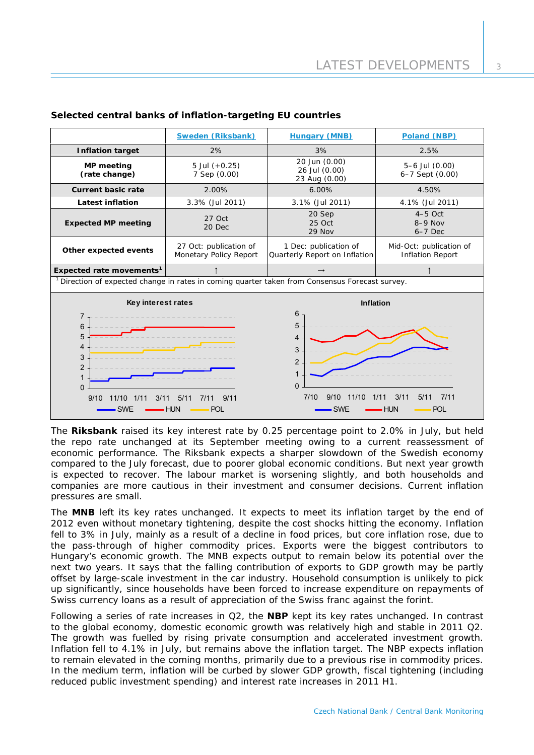### Selected central banks of inflation-targeting EU countries

| | Sweden (Riksbank) | Hungary (MNB) | Poland (NBP) |
|---|---|---|---|
| **Inflation target** | 2% | 3% | 2.5% |
| **MP meeting (rate change)** | 5 Jul (+0.25)<br>7 Sep (0.00) | 20 Jun (0.00)<br>26 Jul (0.00)<br>23 Aug (0.00) | 5–6 Jul (0.00)<br>6–7 Sept (0.00) |
| **Current basic rate** | 2.00% | 6.00% | 4.50% |
| **Latest inflation** | 3.3% (Jul 2011) | 3.1% (Jul 2011) | 4.1% (Jul 2011) |
| **Expected MP meeting** | 27 Oct<br>20 Dec | 20 Sep<br>25 Oct<br>29 Nov | 4–5 Oct<br>8–9 Nov<br>6–7 Dec |
| **Other expected events** | 27 Oct: publication of Monetary Policy Report | 1 Dec: publication of Quarterly Report on Inflation | Mid-Oct: publication of Inflation Report |
| **Expected rate movements[1]** | ↑ | → | ↑ |

[1] Direction of expected change in rates in coming quarter taken from Consensus Forecast survey.

Key interest rates

7
6
5
4
3
2
1
0

9/10 11/10 1/11 3/11 5/11 7/11 9/11

SWE HUN POL

Inflation

6
5
4
3
2
1
0

7/10 9/10 11/10 1/11 3/11 5/11 7/11

SWE HUN POL

The **Riksbank** raised its key interest rate by 0.25 percentage point to 2.0% in July, but held the repo rate unchanged at its September meeting owing to a current reassessment of economic performance. The Riksbank expects a sharper slowdown of the Swedish economy compared to the July forecast, due to poorer global economic conditions. But next year growth is expected to recover. The labour market is worsening slightly, and both households and companies are more cautious in their investment and consumer decisions. Current inflation pressures are small.

The **MNB** left its key rates unchanged. It expects to meet its inflation target by the end of 2012 even without monetary tightening, despite the cost shocks hitting the economy. Inflation fell to 3% in July, mainly as a result of a decline in food prices, but core inflation rose, due to the pass-through of higher commodity prices. Exports were the biggest contributors to Hungary's economic growth. The MNB expects output to remain below its potential over the next two years. It says that the falling contribution of exports to GDP growth may be partly offset by large-scale investment in the car industry. Household consumption is unlikely to pick up significantly, since households have been forced to increase expenditure on repayments of Swiss currency loans as a result of appreciation of the Swiss franc against the forint.

Following a series of rate increases in Q2, the **NBP** kept its key rates unchanged. In contrast to the global economy, domestic economic growth was relatively high and stable in 2011 Q2. The growth was fuelled by rising private consumption and accelerated investment growth. Inflation fell to 4.1% in July, but remains above the inflation target. The NBP expects inflation to remain elevated in the coming months, primarily due to a previous rise in commodity prices. In the medium term, inflation will be curbed by slower GDP growth, fiscal tightening (including reduced public investment spending) and interest rate increases in 2011 H1.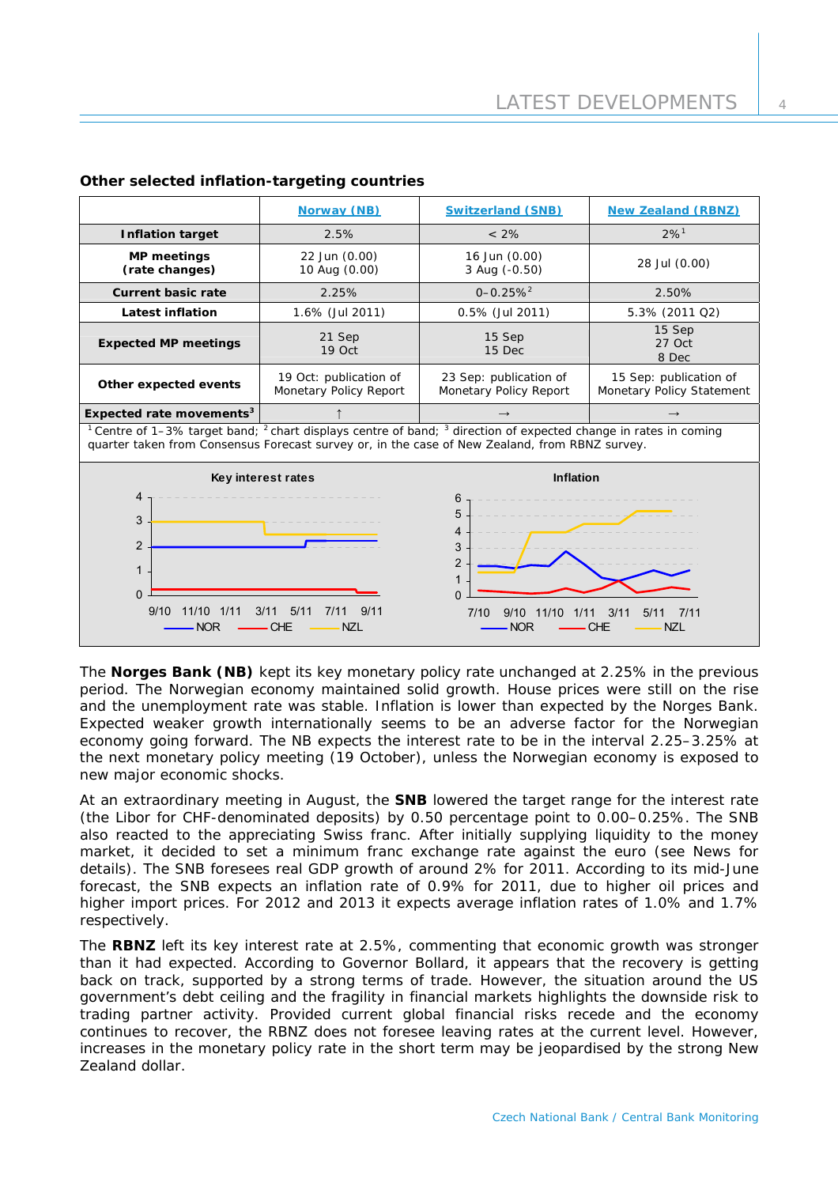### Other selected inflation-targeting countries

| | Norway (NB) | Switzerland (SNB) | New Zealand (RBNZ) |
|---|---|---|---|
| **Inflation target** | 2.5% | < 2% | 2%[1] |
| **MP meetings (rate changes)** | 22 Jun (0.00)<br>10 Aug (0.00) | 16 Jun (0.00)<br>3 Aug (-0.50) | 28 Jul (0.00) |
| **Current basic rate** | 2.25% | 0–0.25%[2] | 2.50% |
| **Latest inflation** | 1.6% (Jul 2011) | 0.5% (Jul 2011) | 5.3% (2011 Q2) |
| **Expected MP meetings** | 21 Sep<br>19 Oct | 15 Sep<br>15 Dec | 15 Sep<br>27 Oct<br>8 Dec |
| **Other expected events** | 19 Oct: publication of Monetary Policy Report | 23 Sep: publication of Monetary Policy Report | 15 Sep: publication of Monetary Policy Statement |
| **Expected rate movements**[3] | ↑ | → | → |

[1] Centre of 1–3% target band; [2] chart displays centre of band; [3] direction of expected change in rates in coming quarter taken from Consensus Forecast survey or, in the case of New Zealand, from RBNZ survey.

Key interest rates
4
3
2
1
0
9/10 11/10 1/11 3/11 5/11 7/11 9/11
NOR CHE NZL

Inflation
6
5
4
3
2
1
0
7/10 9/10 11/10 1/11 3/11 5/11 7/11
NOR CHE NZL

The **Norges Bank (NB)** kept its key monetary policy rate unchanged at 2.25% in the previous period. The Norwegian economy maintained solid growth. House prices were still on the rise and the unemployment rate was stable. Inflation is lower than expected by the Norges Bank. Expected weaker growth internationally seems to be an adverse factor for the Norwegian economy going forward. The NB expects the interest rate to be in the interval 2.25–3.25% at the next monetary policy meeting (19 October), unless the Norwegian economy is exposed to new major economic shocks.

At an extraordinary meeting in August, the **SNB** lowered the target range for the interest rate (the Libor for CHF-denominated deposits) by 0.50 percentage point to 0.00–0.25%. The SNB also reacted to the appreciating Swiss franc. After initially supplying liquidity to the money market, it decided to set a minimum franc exchange rate against the euro (see News for details). The SNB foresees real GDP growth of around 2% for 2011. According to its mid-June forecast, the SNB expects an inflation rate of 0.9% for 2011, due to higher oil prices and higher import prices. For 2012 and 2013 it expects average inflation rates of 1.0% and 1.7% respectively.

The **RBNZ** left its key interest rate at 2.5%, commenting that economic growth was stronger than it had expected. According to Governor Bollard, it appears that the recovery is getting back on track, supported by a strong terms of trade. However, the situation around the US government's debt ceiling and the fragility in financial markets highlights the downside risk to trading partner activity. Provided current global financial risks recede and the economy continues to recover, the RBNZ does not foresee leaving rates at the current level. However, increases in the monetary policy rate in the short term may be jeopardised by the strong New Zealand dollar.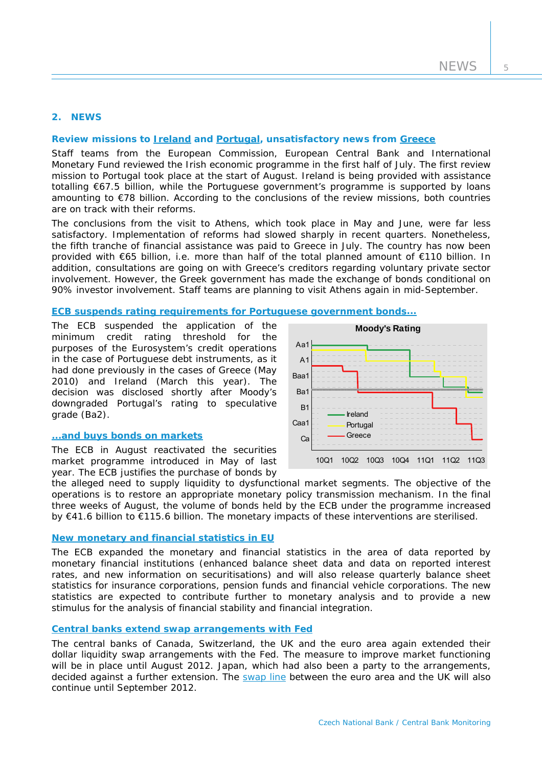## 2. NEWS

### Review missions to Ireland and Portugal, unsatisfactory news from Greece

Staff teams from the European Commission, European Central Bank and International Monetary Fund reviewed the Irish economic programme in the first half of July. The first review mission to Portugal took place at the start of August. Ireland is being provided with assistance totalling €67.5 billion, while the Portuguese government's programme is supported by loans amounting to €78 billion. According to the conclusions of the review missions, both countries are on track with their reforms.

The conclusions from the visit to Athens, which took place in May and June, were far less satisfactory. Implementation of reforms had slowed sharply in recent quarters. Nonetheless, the fifth tranche of financial assistance was paid to Greece in July. The country has now been provided with €65 billion, i.e. more than half of the total planned amount of €110 billion. In addition, consultations are going on with Greece's creditors regarding voluntary private sector involvement. However, the Greek government has made the exchange of bonds conditional on 90% investor involvement. Staff teams are planning to visit Athens again in mid-September.

### ECB suspends rating requirements for Portuguese government bonds...

The ECB suspended the application of the minimum credit rating threshold for the purposes of the Eurosystem's credit operations in the case of Portuguese debt instruments, as it had done previously in the cases of Greece (May 2010) and Ireland (March this year). The decision was disclosed shortly after Moody's downgraded Portugal's rating to speculative grade (Ba2).

Moody's Rating

Aa1
A1
Baa1
Ba1
B1
Caa1
Ca

Ireland
Portugal
Greece

10Q1 10Q2 10Q3 10Q4 11Q1 11Q2 11Q3

### ...and buys bonds on markets

The ECB in August reactivated the securities market programme introduced in May of last year. The ECB justifies the purchase of bonds by the alleged need to supply liquidity to dysfunctional market segments. The objective of the operations is to restore an appropriate monetary policy transmission mechanism. In the final three weeks of August, the volume of bonds held by the ECB under the programme increased by €41.6 billion to €115.6 billion. The monetary impacts of these interventions are sterilised.

### New monetary and financial statistics in EU

The ECB expanded the monetary and financial statistics in the area of data reported by monetary financial institutions (enhanced balance sheet data and data on reported interest rates, and new information on securitisations) and will also release quarterly balance sheet statistics for insurance corporations, pension funds and financial vehicle corporations. The new statistics are expected to contribute further to monetary analysis and to provide a new stimulus for the analysis of financial stability and financial integration.

### Central banks extend swap arrangements with Fed

The central banks of Canada, Switzerland, the UK and the euro area again extended their dollar liquidity swap arrangements with the Fed. The measure to improve market functioning will be in place until August 2012. Japan, which had also been a party to the arrangements, decided against a further extension. The swap line between the euro area and the UK will also continue until September 2012.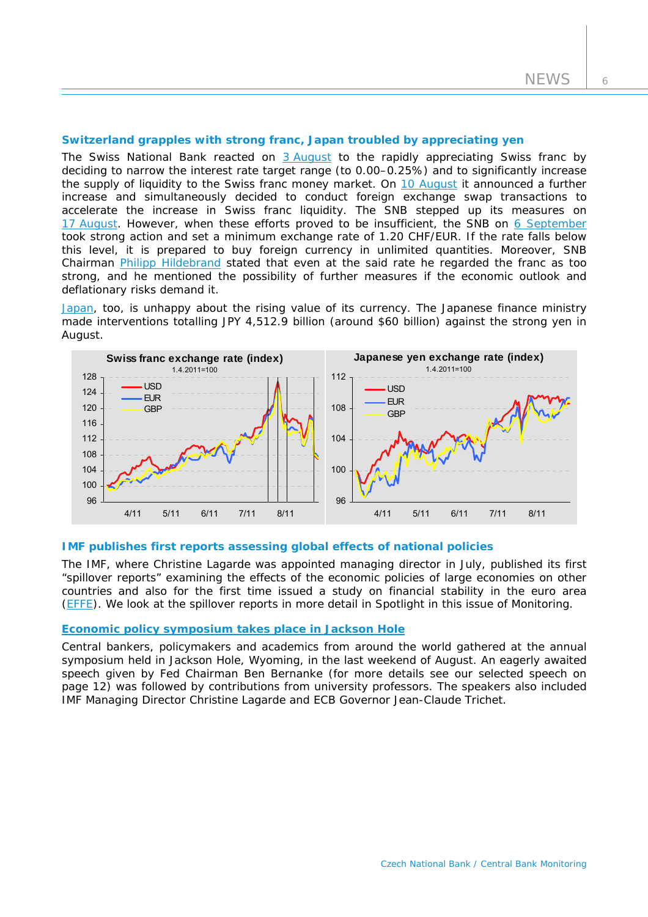### Switzerland grapples with strong franc, Japan troubled by appreciating yen

The Swiss National Bank reacted on 3 August to the rapidly appreciating Swiss franc by deciding to narrow the interest rate target range (to 0.00–0.25%) and to significantly increase the supply of liquidity to the Swiss franc money market. On 10 August it announced a further increase and simultaneously decided to conduct foreign exchange swap transactions to accelerate the increase in Swiss franc liquidity. The SNB stepped up its measures on 17 August. However, when these efforts proved to be insufficient, the SNB on 6 September took strong action and set a minimum exchange rate of 1.20 CHF/EUR. If the rate falls below this level, it is prepared to buy foreign currency in unlimited quantities. Moreover, SNB Chairman Philipp Hildebrand stated that even at the said rate he regarded the franc as too strong, and he mentioned the possibility of further measures if the economic outlook and deflationary risks demand it.

Japan, too, is unhappy about the rising value of its currency. The Japanese finance ministry made interventions totalling JPY 4,512.9 billion (around $60 billion) against the strong yen in August.

Swiss franc exchange rate (index)
1.4.2011=100
128
124
120
116
112
108
104
100
96
USD
EUR
GBP
4/11
5/11
6/11
7/11
8/11

Japanese yen exchange rate (index)
1.4.2011=100
112
108
104
100
96
USD
EUR
GBP
4/11
5/11
6/11
7/11
8/11

### IMF publishes first reports assessing global effects of national policies

The IMF, where Christine Lagarde was appointed managing director in July, published its first "spillover reports" examining the effects of the economic policies of large economies on other countries and also for the first time issued a study on financial stability in the euro area (EFFE). We look at the spillover reports in more detail in Spotlight in this issue of Monitoring.

### Economic policy symposium takes place in Jackson Hole

Central bankers, policymakers and academics from around the world gathered at the annual symposium held in Jackson Hole, Wyoming, in the last weekend of August. An eagerly awaited speech given by Fed Chairman Ben Bernanke (for more details see our selected speech on page 12) was followed by contributions from university professors. The speakers also included IMF Managing Director Christine Lagarde and ECB Governor Jean-Claude Trichet.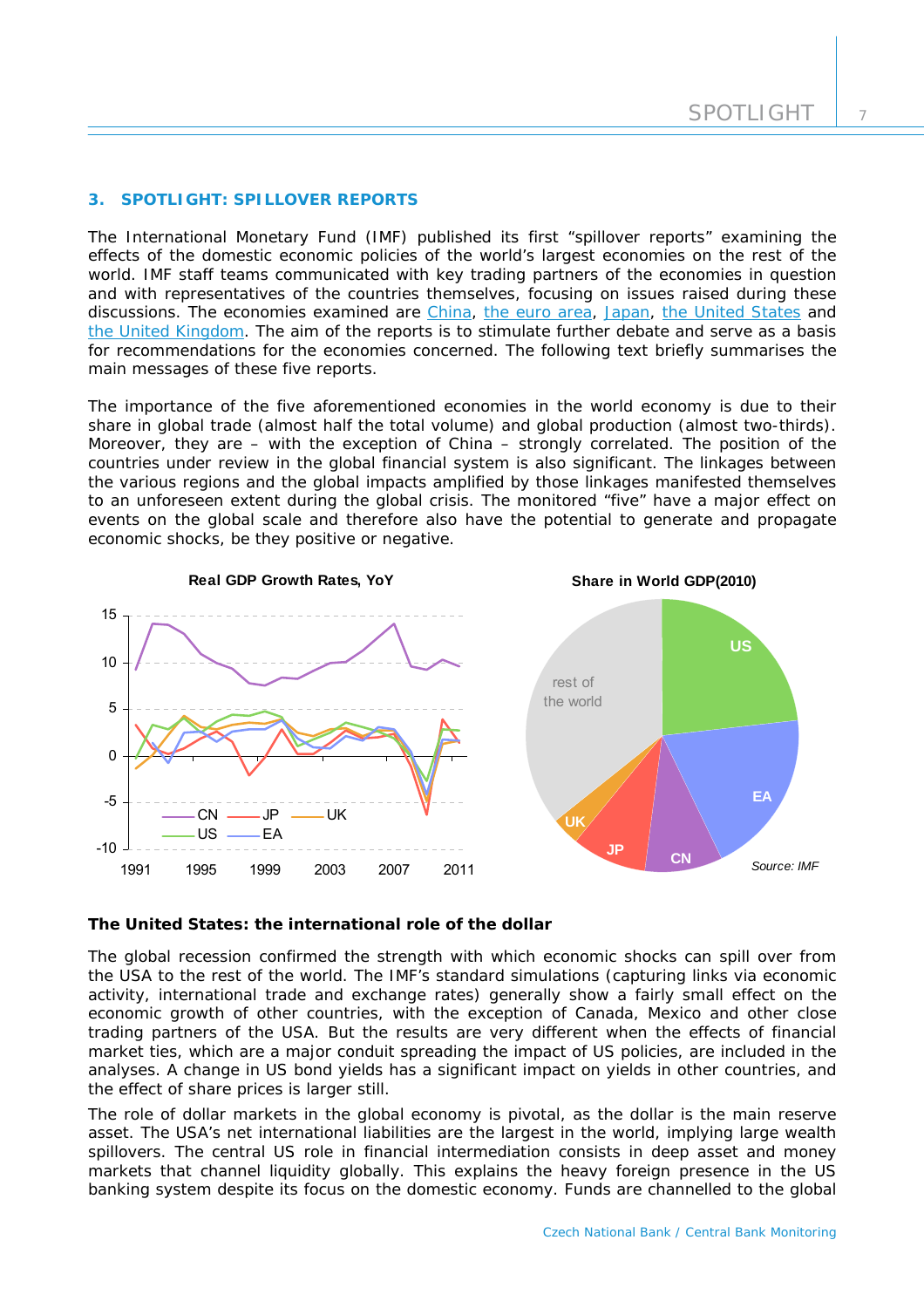## 3. SPOTLIGHT: SPILLOVER REPORTS

The International Monetary Fund (IMF) published its first "spillover reports" examining the effects of the domestic economic policies of the world's largest economies on the rest of the world. IMF staff teams communicated with key trading partners of the economies in question and with representatives of the countries themselves, focusing on issues raised during these discussions. The economies examined are China, the euro area, Japan, the United States and the United Kingdom. The aim of the reports is to stimulate further debate and serve as a basis for recommendations for the economies concerned. The following text briefly summarises the main messages of these five reports.

The importance of the five aforementioned economies in the world economy is due to their share in global trade (almost half the total volume) and global production (almost two-thirds). Moreover, they are – with the exception of China – strongly correlated. The position of the countries under review in the global financial system is also significant. The linkages between the various regions and the global impacts amplified by those linkages manifested themselves to an unforeseen extent during the global crisis. The monitored "five" have a major effect on events on the global scale and therefore also have the potential to generate and propagate economic shocks, be they positive or negative.

**Real GDP Growth Rates, YoY**

15
10
5
0
-5
-10
1991 1995 1999 2003 2007 2011
CN JP UK
US EA

**Share in World GDP(2010)**

US
EA
CN
JP
UK
rest of the world

*Source: IMF*

### The United States: the international role of the dollar

The global recession confirmed the strength with which economic shocks can spill over from the USA to the rest of the world. The IMF's standard simulations (capturing links via economic activity, international trade and exchange rates) generally show a fairly small effect on the economic growth of other countries, with the exception of Canada, Mexico and other close trading partners of the USA. But the results are very different when the effects of financial market ties, which are a major conduit spreading the impact of US policies, are included in the analyses. A change in US bond yields has a significant impact on yields in other countries, and the effect of share prices is larger still.

The role of dollar markets in the global economy is pivotal, as the dollar is the main reserve asset. The USA's net international liabilities are the largest in the world, implying large wealth spillovers. The central US role in financial intermediation consists in deep asset and money markets that channel liquidity globally. This explains the heavy foreign presence in the US banking system despite its focus on the domestic economy. Funds are channelled to the global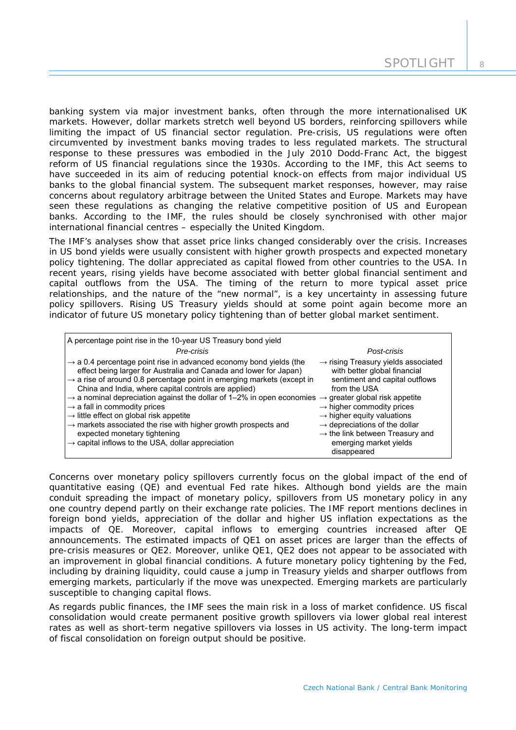banking system via major investment banks, often through the more internationalised UK markets. However, dollar markets stretch well beyond US borders, reinforcing spillovers while limiting the impact of US financial sector regulation. Pre-crisis, US regulations were often circumvented by investment banks moving trades to less regulated markets. The structural response to these pressures was embodied in the July 2010 Dodd-Franc Act, the biggest reform of US financial regulations since the 1930s. According to the IMF, this Act seems to have succeeded in its aim of reducing potential knock-on effects from major individual US banks to the global financial system. The subsequent market responses, however, may raise concerns about regulatory arbitrage between the United States and Europe. Markets may have seen these regulations as changing the relative competitive position of US and European banks. According to the IMF, the rules should be closely synchronised with other major international financial centres – especially the United Kingdom.

The IMF's analyses show that asset price links changed considerably over the crisis. Increases in US bond yields were usually consistent with higher growth prospects and expected monetary policy tightening. The dollar appreciated as capital flowed from other countries to the USA. In recent years, rising yields have become associated with better global financial sentiment and capital outflows from the USA. The timing of the return to more typical asset price relationships, and the nature of the "new normal", is a key uncertainty in assessing future policy spillovers. Rising US Treasury yields should at some point again become more an indicator of future US monetary policy tightening than of better global market sentiment.

| A percentage point rise in the 10-year US Treasury bond yield | |
|---|---|
| *Pre-crisis* | *Post-crisis* |
| → a 0.4 percentage point rise in advanced economy bond yields (the effect being larger for Australia and Canada and lower for Japan)<br>→ a rise of around 0.8 percentage point in emerging markets (except in China and India, where capital controls are applied)<br>→ a nominal depreciation against the dollar of 1–2% in open economies<br>→ a fall in commodity prices<br>→ little effect on global risk appetite<br>→ markets associated the rise with higher growth prospects and expected monetary tightening<br>→ capital inflows to the USA, dollar appreciation | → rising Treasury yields associated with better global financial sentiment and capital outflows from the USA<br>→ greater global risk appetite<br>→ higher commodity prices<br>→ higher equity valuations<br>→ depreciations of the dollar<br>→ the link between Treasury and emerging market yields disappeared |

Concerns over monetary policy spillovers currently focus on the global impact of the end of quantitative easing (QE) and eventual Fed rate hikes. Although bond yields are the main conduit spreading the impact of monetary policy, spillovers from US monetary policy in any one country depend partly on their exchange rate policies. The IMF report mentions declines in foreign bond yields, appreciation of the dollar and higher US inflation expectations as the impacts of QE. Moreover, capital inflows to emerging countries increased after QE announcements. The estimated impacts of QE1 on asset prices are larger than the effects of pre-crisis measures or QE2. Moreover, unlike QE1, QE2 does not appear to be associated with an improvement in global financial conditions. A future monetary policy tightening by the Fed, including by draining liquidity, could cause a jump in Treasury yields and sharper outflows from emerging markets, particularly if the move was unexpected. Emerging markets are particularly susceptible to changing capital flows.

As regards public finances, the IMF sees the main risk in a loss of market confidence. US fiscal consolidation would create permanent positive growth spillovers via lower global real interest rates as well as short-term negative spillovers via losses in US activity. The long-term impact of fiscal consolidation on foreign output should be positive.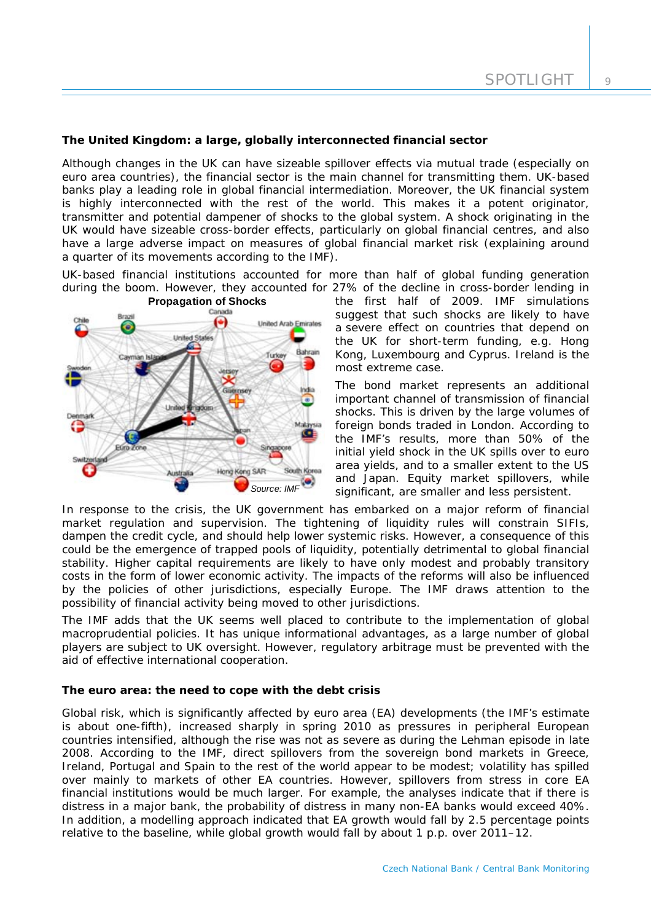### The United Kingdom: a large, globally interconnected financial sector

Although changes in the UK can have sizeable spillover effects via mutual trade (especially on euro area countries), the financial sector is the main channel for transmitting them. UK-based banks play a leading role in global financial intermediation. Moreover, the UK financial system is highly interconnected with the rest of the world. This makes it a potent originator, transmitter and potential dampener of shocks to the global system. A shock originating in the UK would have sizeable cross-border effects, particularly on global financial centres, and also have a large adverse impact on measures of global financial market risk (explaining around a quarter of its movements according to the IMF).

UK-based financial institutions accounted for more than half of global funding generation during the boom. However, they accounted for 27% of the decline in cross-border lending in the first half of 2009. IMF simulations suggest that such shocks are likely to have a severe effect on countries that depend on the UK for short-term funding, e.g. Hong Kong, Luxembourg and Cyprus. Ireland is the most extreme case.

**Propagation of Shocks**

Canada
Chile
Brazil
United Arab Emirates
United States
Cayman Islands
Turkey
Bahrain
Sweden
Jersey
Guernsey
India
Denmark
United Kingdom
Malaysia
Japan
Euro Zone
Singapore
Switzerland
Australia
Hong Kong SAR
South Korea

*Source: IMF*

The bond market represents an additional important channel of transmission of financial shocks. This is driven by the large volumes of foreign bonds traded in London. According to the IMF's results, more than 50% of the initial yield shock in the UK spills over to euro area yields, and to a smaller extent to the US and Japan. Equity market spillovers, while significant, are smaller and less persistent.

In response to the crisis, the UK government has embarked on a major reform of financial market regulation and supervision. The tightening of liquidity rules will constrain SIFIs, dampen the credit cycle, and should help lower systemic risks. However, a consequence of this could be the emergence of trapped pools of liquidity, potentially detrimental to global financial stability. Higher capital requirements are likely to have only modest and probably transitory costs in the form of lower economic activity. The impacts of the reforms will also be influenced by the policies of other jurisdictions, especially Europe. The IMF draws attention to the possibility of financial activity being moved to other jurisdictions.

The IMF adds that the UK seems well placed to contribute to the implementation of global macroprudential policies. It has unique informational advantages, as a large number of global players are subject to UK oversight. However, regulatory arbitrage must be prevented with the aid of effective international cooperation.

### The euro area: the need to cope with the debt crisis

Global risk, which is significantly affected by euro area (EA) developments (the IMF's estimate is about one-fifth), increased sharply in spring 2010 as pressures in peripheral European countries intensified, although the rise was not as severe as during the Lehman episode in late 2008. According to the IMF, direct spillovers from the sovereign bond markets in Greece, Ireland, Portugal and Spain to the rest of the world appear to be modest; volatility has spilled over mainly to markets of other EA countries. However, spillovers from stress in core EA financial institutions would be much larger. For example, the analyses indicate that if there is distress in a major bank, the probability of distress in many non-EA banks would exceed 40%. In addition, a modelling approach indicated that EA growth would fall by 2.5 percentage points relative to the baseline, while global growth would fall by about 1 p.p. over 2011–12.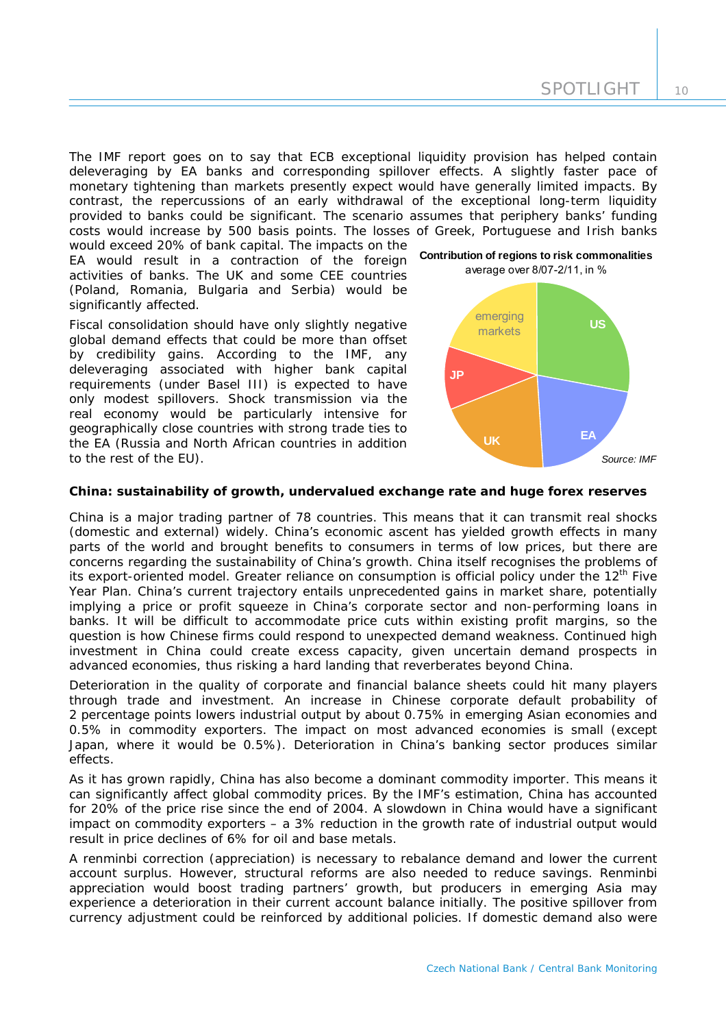The IMF report goes on to say that ECB exceptional liquidity provision has helped contain deleveraging by EA banks and corresponding spillover effects. A slightly faster pace of monetary tightening than markets presently expect would have generally limited impacts. By contrast, the repercussions of an early withdrawal of the exceptional long-term liquidity provided to banks could be significant. The scenario assumes that periphery banks' funding costs would increase by 500 basis points. The losses of Greek, Portuguese and Irish banks would exceed 20% of bank capital. The impacts on the EA would result in a contraction of the foreign activities of banks. The UK and some CEE countries (Poland, Romania, Bulgaria and Serbia) would be significantly affected.

Fiscal consolidation should have only slightly negative global demand effects that could be more than offset by credibility gains. According to the IMF, any deleveraging associated with higher bank capital requirements (under Basel III) is expected to have only modest spillovers. Shock transmission via the real economy would be particularly intensive for geographically close countries with strong trade ties to the EA (Russia and North African countries in addition to the rest of the EU).

**Contribution of regions to risk commonalities**
average over 8/07-2/11, in %

emerging markets, US, JP, EA, UK

*Source: IMF*

**China: sustainability of growth, undervalued exchange rate and huge forex reserves**

China is a major trading partner of 78 countries. This means that it can transmit real shocks (domestic and external) widely. China's economic ascent has yielded growth effects in many parts of the world and brought benefits to consumers in terms of low prices, but there are concerns regarding the sustainability of China's growth. China itself recognises the problems of its export-oriented model. Greater reliance on consumption is official policy under the 12th Five Year Plan. China's current trajectory entails unprecedented gains in market share, potentially implying a price or profit squeeze in China's corporate sector and non-performing loans in banks. It will be difficult to accommodate price cuts within existing profit margins, so the question is how Chinese firms could respond to unexpected demand weakness. Continued high investment in China could create excess capacity, given uncertain demand prospects in advanced economies, thus risking a hard landing that reverberates beyond China.

Deterioration in the quality of corporate and financial balance sheets could hit many players through trade and investment. An increase in Chinese corporate default probability of 2 percentage points lowers industrial output by about 0.75% in emerging Asian economies and 0.5% in commodity exporters. The impact on most advanced economies is small (except Japan, where it would be 0.5%). Deterioration in China's banking sector produces similar effects.

As it has grown rapidly, China has also become a dominant commodity importer. This means it can significantly affect global commodity prices. By the IMF's estimation, China has accounted for 20% of the price rise since the end of 2004. A slowdown in China would have a significant impact on commodity exporters – a 3% reduction in the growth rate of industrial output would result in price declines of 6% for oil and base metals.

A renminbi correction (appreciation) is necessary to rebalance demand and lower the current account surplus. However, structural reforms are also needed to reduce savings. Renminbi appreciation would boost trading partners' growth, but producers in emerging Asia may experience a deterioration in their current account balance initially. The positive spillover from currency adjustment could be reinforced by additional policies. If domestic demand also were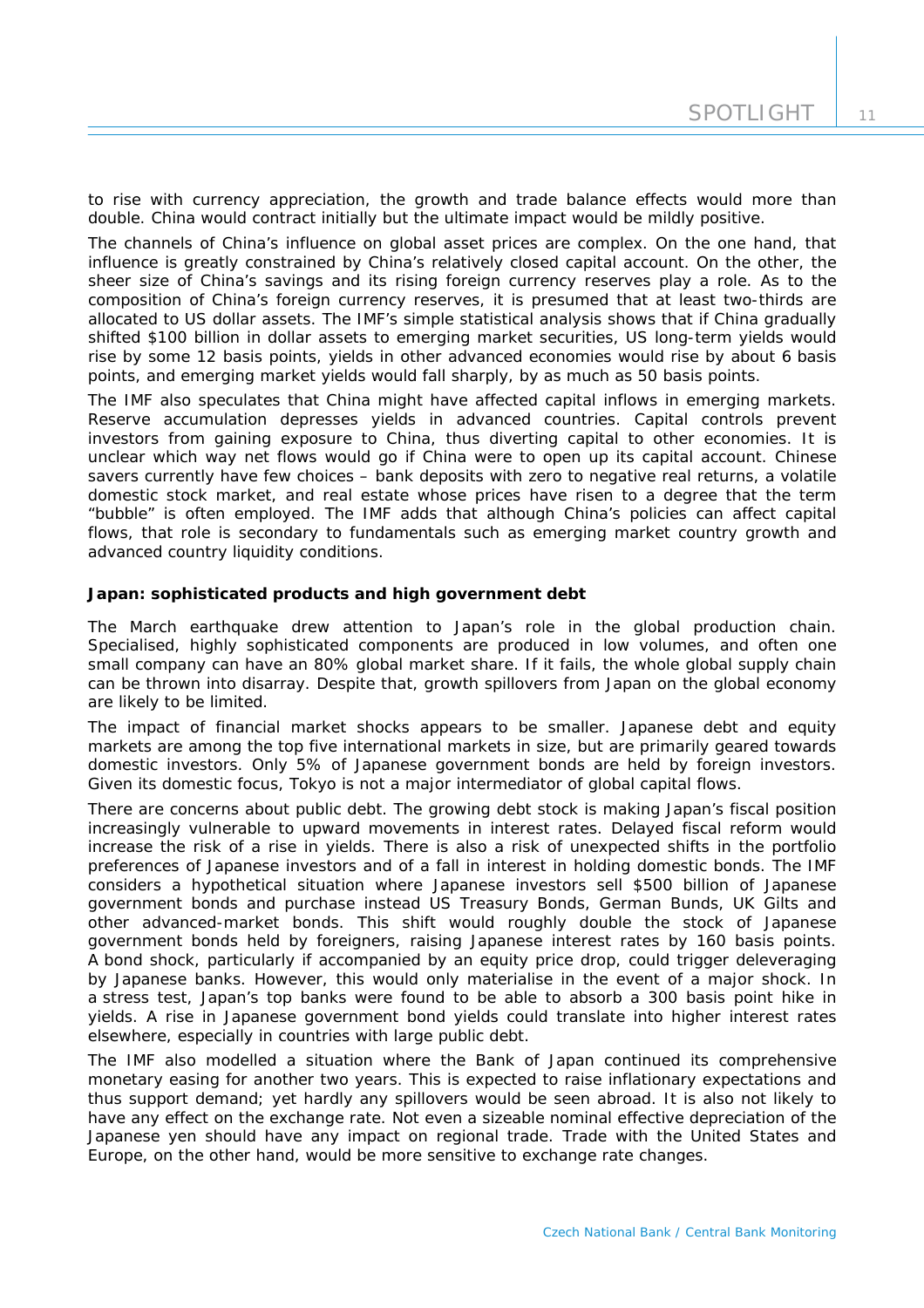to rise with currency appreciation, the growth and trade balance effects would more than double. China would contract initially but the ultimate impact would be mildly positive.

The channels of China's influence on global asset prices are complex. On the one hand, that influence is greatly constrained by China's relatively closed capital account. On the other, the sheer size of China's savings and its rising foreign currency reserves play a role. As to the composition of China's foreign currency reserves, it is presumed that at least two-thirds are allocated to US dollar assets. The IMF's simple statistical analysis shows that if China gradually shifted \$100 billion in dollar assets to emerging market securities, US long-term yields would rise by some 12 basis points, yields in other advanced economies would rise by about 6 basis points, and emerging market yields would fall sharply, by as much as 50 basis points.

The IMF also speculates that China might have affected capital inflows in emerging markets. Reserve accumulation depresses yields in advanced countries. Capital controls prevent investors from gaining exposure to China, thus diverting capital to other economies. It is unclear which way net flows would go if China were to open up its capital account. Chinese savers currently have few choices – bank deposits with zero to negative real returns, a volatile domestic stock market, and real estate whose prices have risen to a degree that the term "bubble" is often employed. The IMF adds that although China's policies can affect capital flows, that role is secondary to fundamentals such as emerging market country growth and advanced country liquidity conditions.

**Japan: sophisticated products and high government debt**

The March earthquake drew attention to Japan's role in the global production chain. Specialised, highly sophisticated components are produced in low volumes, and often one small company can have an 80% global market share. If it fails, the whole global supply chain can be thrown into disarray. Despite that, growth spillovers from Japan on the global economy are likely to be limited.

The impact of financial market shocks appears to be smaller. Japanese debt and equity markets are among the top five international markets in size, but are primarily geared towards domestic investors. Only 5% of Japanese government bonds are held by foreign investors. Given its domestic focus, Tokyo is not a major intermediator of global capital flows.

There are concerns about public debt. The growing debt stock is making Japan's fiscal position increasingly vulnerable to upward movements in interest rates. Delayed fiscal reform would increase the risk of a rise in yields. There is also a risk of unexpected shifts in the portfolio preferences of Japanese investors and of a fall in interest in holding domestic bonds. The IMF considers a hypothetical situation where Japanese investors sell \$500 billion of Japanese government bonds and purchase instead US Treasury Bonds, German Bunds, UK Gilts and other advanced-market bonds. This shift would roughly double the stock of Japanese government bonds held by foreigners, raising Japanese interest rates by 160 basis points. A bond shock, particularly if accompanied by an equity price drop, could trigger deleveraging by Japanese banks. However, this would only materialise in the event of a major shock. In a stress test, Japan's top banks were found to be able to absorb a 300 basis point hike in yields. A rise in Japanese government bond yields could translate into higher interest rates elsewhere, especially in countries with large public debt.

The IMF also modelled a situation where the Bank of Japan continued its comprehensive monetary easing for another two years. This is expected to raise inflationary expectations and thus support demand; yet hardly any spillovers would be seen abroad. It is also not likely to have any effect on the exchange rate. Not even a sizeable nominal effective depreciation of the Japanese yen should have any impact on regional trade. Trade with the United States and Europe, on the other hand, would be more sensitive to exchange rate changes.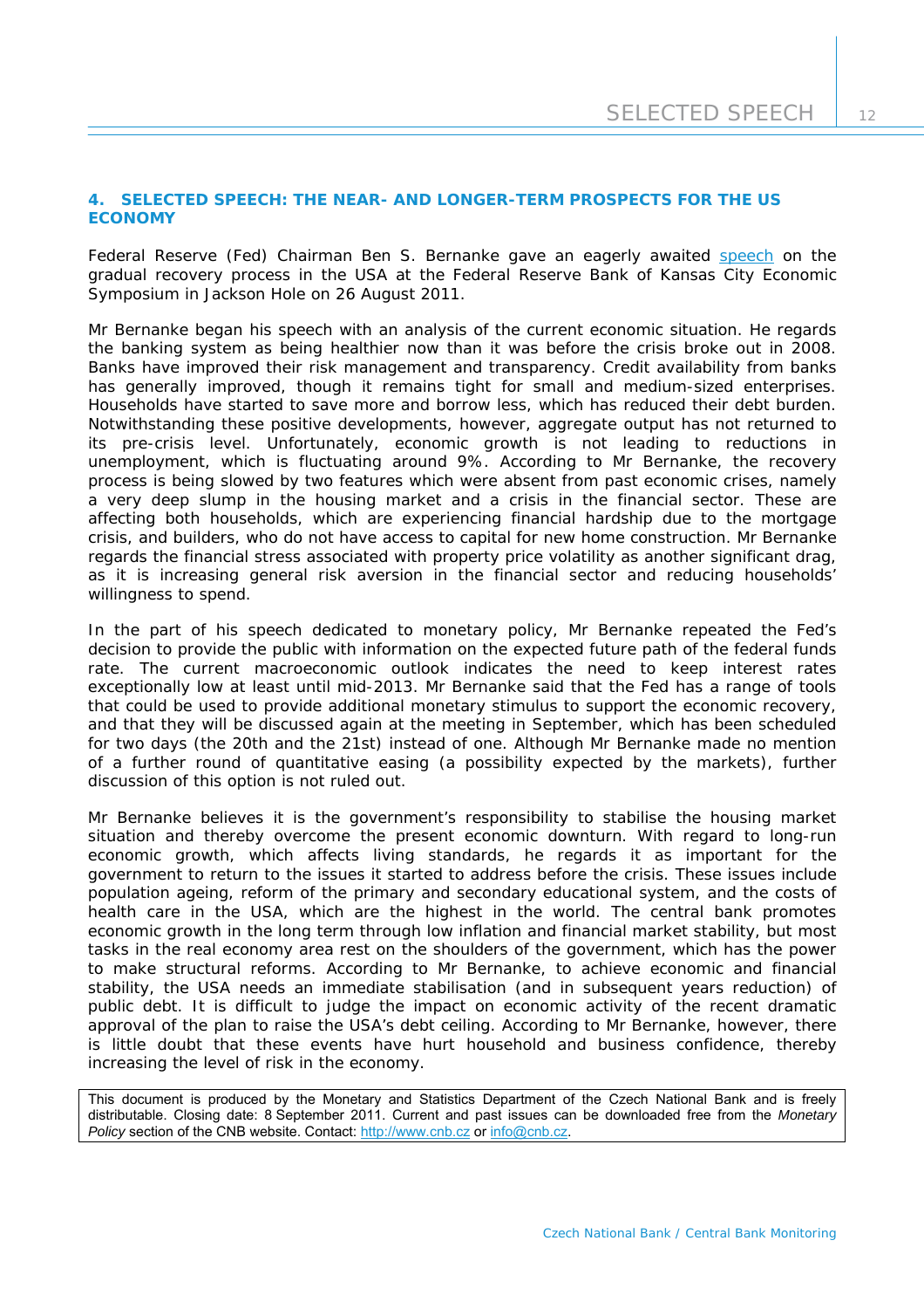## 4. SELECTED SPEECH: THE NEAR- AND LONGER-TERM PROSPECTS FOR THE US ECONOMY

Federal Reserve (Fed) Chairman Ben S. Bernanke gave an eagerly awaited speech on the gradual recovery process in the USA at the Federal Reserve Bank of Kansas City Economic Symposium in Jackson Hole on 26 August 2011.

Mr Bernanke began his speech with an analysis of the current economic situation. He regards the banking system as being healthier now than it was before the crisis broke out in 2008. Banks have improved their risk management and transparency. Credit availability from banks has generally improved, though it remains tight for small and medium-sized enterprises. Households have started to save more and borrow less, which has reduced their debt burden. Notwithstanding these positive developments, however, aggregate output has not returned to its pre-crisis level. Unfortunately, economic growth is not leading to reductions in unemployment, which is fluctuating around 9%. According to Mr Bernanke, the recovery process is being slowed by two features which were absent from past economic crises, namely a very deep slump in the housing market and a crisis in the financial sector. These are affecting both households, which are experiencing financial hardship due to the mortgage crisis, and builders, who do not have access to capital for new home construction. Mr Bernanke regards the financial stress associated with property price volatility as another significant drag, as it is increasing general risk aversion in the financial sector and reducing households' willingness to spend.

In the part of his speech dedicated to monetary policy, Mr Bernanke repeated the Fed's decision to provide the public with information on the expected future path of the federal funds rate. The current macroeconomic outlook indicates the need to keep interest rates exceptionally low at least until mid-2013. Mr Bernanke said that the Fed has a range of tools that could be used to provide additional monetary stimulus to support the economic recovery, and that they will be discussed again at the meeting in September, which has been scheduled for two days (the 20th and the 21st) instead of one. Although Mr Bernanke made no mention of a further round of quantitative easing (a possibility expected by the markets), further discussion of this option is not ruled out.

Mr Bernanke believes it is the government's responsibility to stabilise the housing market situation and thereby overcome the present economic downturn. With regard to long-run economic growth, which affects living standards, he regards it as important for the government to return to the issues it started to address before the crisis. These issues include population ageing, reform of the primary and secondary educational system, and the costs of health care in the USA, which are the highest in the world. The central bank promotes economic growth in the long term through low inflation and financial market stability, but most tasks in the real economy area rest on the shoulders of the government, which has the power to make structural reforms. According to Mr Bernanke, to achieve economic and financial stability, the USA needs an immediate stabilisation (and in subsequent years reduction) of public debt. It is difficult to judge the impact on economic activity of the recent dramatic approval of the plan to raise the USA's debt ceiling. According to Mr Bernanke, however, there is little doubt that these events have hurt household and business confidence, thereby increasing the level of risk in the economy.

This document is produced by the Monetary and Statistics Department of the Czech National Bank and is freely distributable. Closing date: 8 September 2011. Current and past issues can be downloaded free from the *Monetary Policy* section of the CNB website. Contact: http://www.cnb.cz or info@cnb.cz.